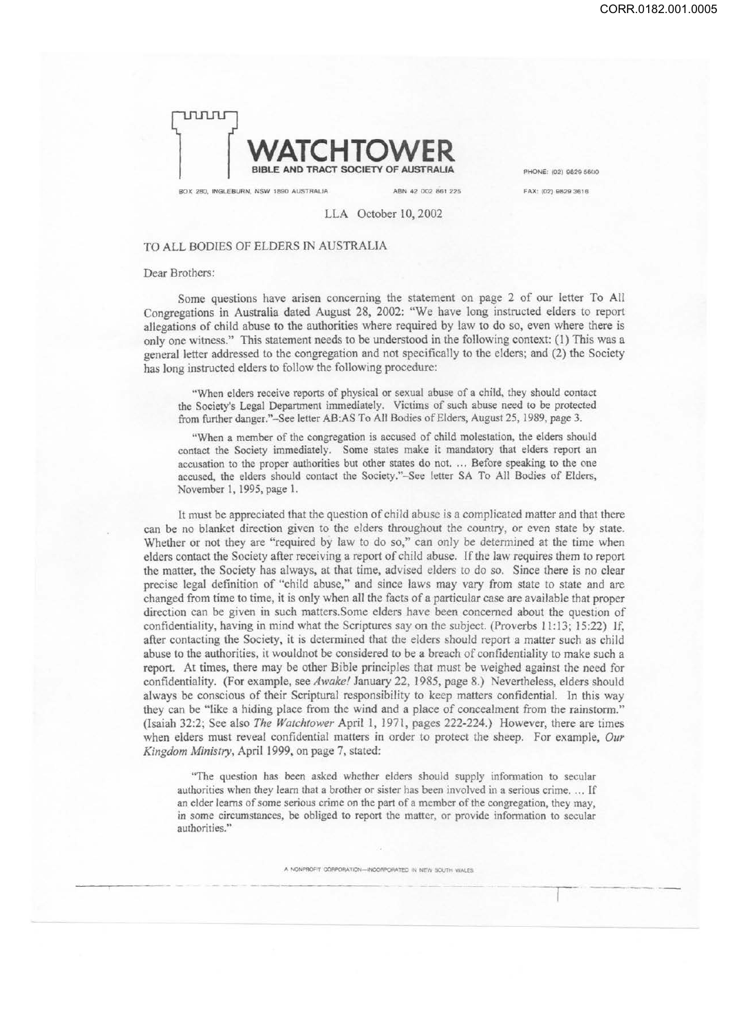# WATCHTOWER

**BIBLE AND TRACT SOCIETY OF AUSTRALIA**

BOX 280, INGLEBURN, NSW 1890 AUSTRALIA ABN 42 002 861 225

PHONE: (02) 9829 5600

FAX: (02) 9829 3616

LLA October 10, 2002

TO ALL BODIES OF ELDERS IN AUSTRALIA

Dear Brothers:

Some questions have arisen concerning the statement on page 2 of our letter To All Congregations in Australia dated August 28, 2002: "We have long instructed elders to report allegations of child abuse to the authorities where required by law to do so, even where there is only one witness." This statement needs to be understood in the following context: (1) This was a general letter addressed to the congregation and not specifically to the elders; and (2) the Society has long instructed elders to follow the following procedure:

> "When elders receive reports of physical or sexual abuse of a child, they should contact the Society's Legal Department immediately. Victims of such abuse need to be protected from further danger."–See letter AB:AS To All Bodies of Elders, August 25, 1989, page 3.

> "When a member of the congregation is accused of child molestation, the elders should contact the Society immediately. Some states make it mandatory that elders report an accusation to the proper authorities but other states do not. ... Before speaking to the one accused, the elders should contact the Society."–See letter SA To All Bodies of Elders, November 1, 1995, page 1.

It must be appreciated that the question of child abuse is a complicated matter and that there can be no blanket direction given to the elders throughout the country, or even state by state. Whether or not they are "required by law to do so," can only be determined at the time when elders contact the Society after receiving a report of child abuse. If the law requires them to report the matter, the Society has always, at that time, advised elders to do so. Since there is no clear precise legal definition of "child abuse," and since laws may vary from state to state and are changed from time to time, it is only when all the facts of a particular case are available that proper direction can be given in such matters.Some elders have been concerned about the question of confidentiality, having in mind what the Scriptures say on the subject. (Proverbs 11:13; 15:22) If, after contacting the Society, it is determined that the elders should report a matter such as child abuse to the authorities, it wouldnot be considered to be a breach of confidentiality to make such a report. At times, there may be other Bible principles that must be weighed against the need for confidentiality. (For example, see *Awake!* January 22, 1985, page 8.) Nevertheless, elders should always be conscious of their Scriptural responsibility to keep matters confidential. In this way they can be "like a hiding place from the wind and a place of concealment from the rainstorm." (Isaiah 32:2; See also *The Watchtower* April 1, 1971, pages 222-224.) However, there are times when elders must reveal confidential matters in order to protect the sheep. For example, *Our Kingdom Ministry*, April 1999, on page 7, stated:

> "The question has been asked whether elders should supply information to secular authorities when they learn that a brother or sister has been involved in a serious crime. ... If an elder learns of some serious crime on the part of a member of the congregation, they may, in some circumstances, be obliged to report the matter, or provide information to secular authorities."

A NONPROFIT CORPORATION—INCORPORATED IN NEW SOUTH WALES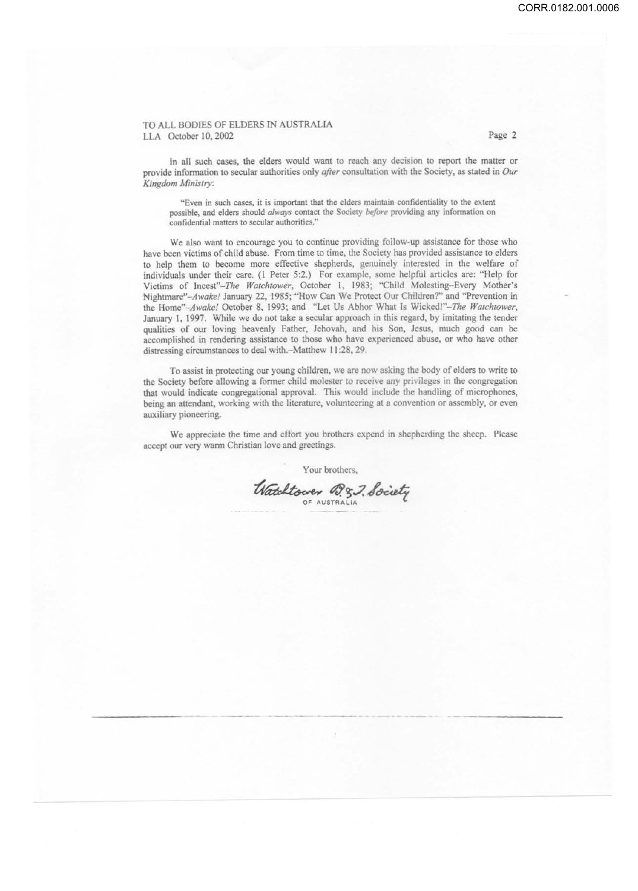TO ALL BODIES OF ELDERS IN AUSTRALIA
LLA October 10, 2002

In all such cases, the elders would want to reach any decision to report the matter or provide information to secular authorities only *after* consultation with the Society, as stated in *Our Kingdom Ministry*:

> "Even in such cases, it is important that the elders maintain confidentiality to the extent possible, and elders should *always* contact the Society *before* providing any information on confidential matters to secular authorities."

We also want to encourage you to continue providing follow-up assistance for those who have been victims of child abuse. From time to time, the Society has provided assistance to elders to help them to become more effective shepherds, genuinely interested in the welfare of individuals under their care. (1 Peter 5:2.) For example, some helpful articles are: "Help for Victims of Incest"–*The Watchtower*, October 1, 1983; "Child Molesting–Every Mother's Nightmare"–*Awake!* January 22, 1985; "How Can We Protect Our Children?" and "Prevention in the Home"–*Awake!* October 8, 1993; and "Let Us Abhor What Is Wicked!"–*The Watchtower*, January 1, 1997. While we do not take a secular approach in this regard, by imitating the tender qualities of our loving heavenly Father, Jehovah, and his Son, Jesus, much good can be accomplished in rendering assistance to those who have experienced abuse, or who have other distressing circumstances to deal with.–Matthew 11:28, 29.

To assist in protecting our young children, we are now asking the body of elders to write to the Society before allowing a former child molester to receive any privileges in the congregation that would indicate congregational approval. This would include the handling of microphones, being an attendant, working with the literature, volunteering at a convention or assembly, or even auxiliary pioneering.

We appreciate the time and effort you brothers expend in shepherding the sheep. Please accept our very warm Christian love and greetings.

Your brothers,

Watchtower B. & T. Society
OF AUSTRALIA